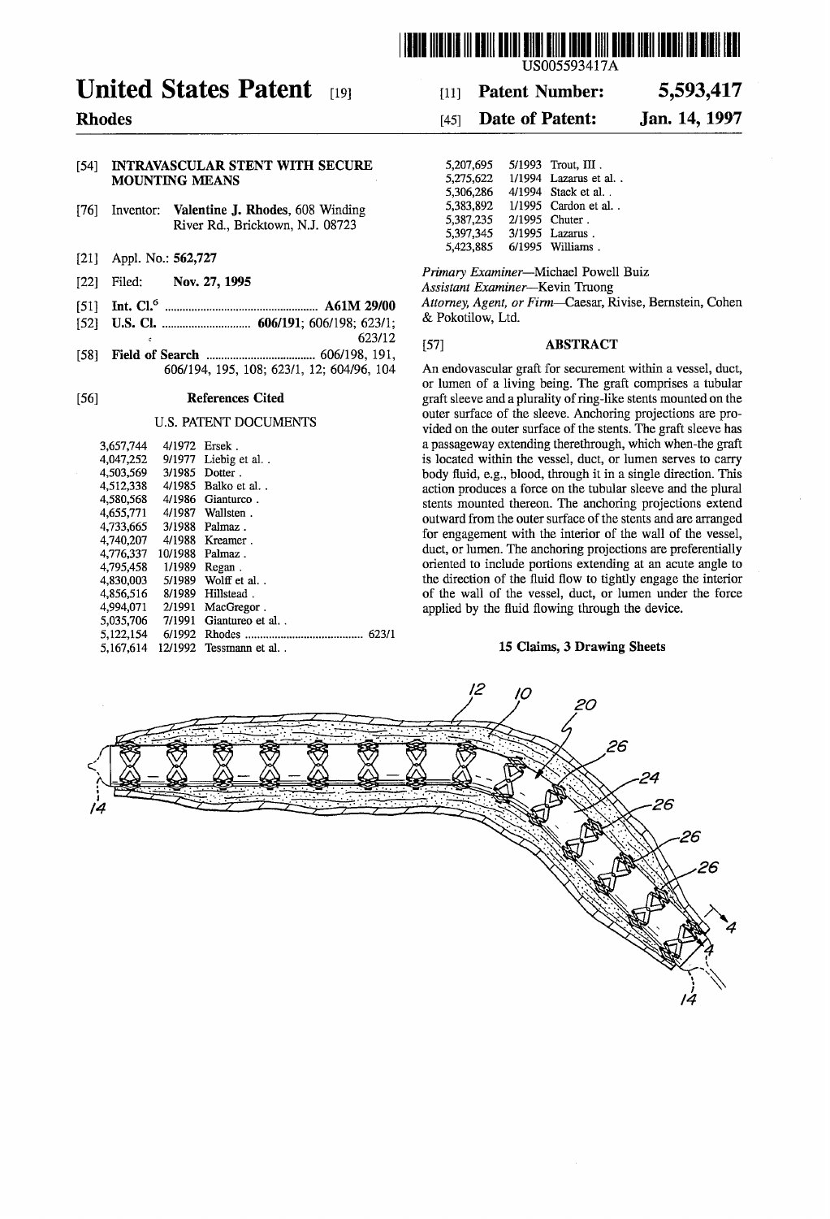# United States Patent [19]

**Rhodes**

[11] **Patent Number: 5,593,417**

[45] **Date of Patent: Jan. 14, 1997**

US005593417A

[54] **INTRAVASCULAR STENT WITH SECURE MOUNTING MEANS**

[76] Inventor: **Valentine J. Rhodes**, 608 Winding River Rd., Bricktown, N.J. 08723

[21] Appl. No.: **562,727**

[22] Filed: **Nov. 27, 1995**

[51] **Int. Cl.**[6] .................................................. **A61M 29/00**

[52] **U.S. Cl.** ............................. **606/191**; 606/198; 623/1; 623/12

[58] **Field of Search** .................................... 606/198, 191, 606/194, 195, 108; 623/1, 12; 604/96, 104

[56] **References Cited**

U.S. PATENT DOCUMENTS

| | | |
|---|---|---|
| 3,657,744 | 4/1972 | Ersek . |
| 4,047,252 | 9/1977 | Liebig et al. . |
| 4,503,569 | 3/1985 | Dotter . |
| 4,512,338 | 4/1985 | Balko et al. . |
| 4,580,568 | 4/1986 | Gianturco . |
| 4,655,771 | 4/1987 | Wallsten . |
| 4,733,665 | 3/1988 | Palmaz . |
| 4,740,207 | 4/1988 | Kreamer . |
| 4,776,337 | 10/1988 | Palmaz . |
| 4,795,458 | 1/1989 | Regan . |
| 4,830,003 | 5/1989 | Wolff et al. . |
| 4,856,516 | 8/1989 | Hillstead . |
| 4,994,071 | 2/1991 | MacGregor . |
| 5,035,706 | 7/1991 | Giantureo et al. . |
| 5,122,154 | 6/1992 | Rhodes ........................................ 623/1 |
| 5,167,614 | 12/1992 | Tessmann et al. . |
| 5,207,695 | 5/1993 | Trout, III . |
| 5,275,622 | 1/1994 | Lazarus et al. . |
| 5,306,286 | 4/1994 | Stack et al. . |
| 5,383,892 | 1/1995 | Cardon et al. . |
| 5,387,235 | 2/1995 | Chuter . |
| 5,397,345 | 3/1995 | Lazarus . |
| 5,423,885 | 6/1995 | Williams . |

*Primary Examiner*—Michael Powell Buiz
*Assistant Examiner*—Kevin Truong
*Attorney, Agent, or Firm*—Caesar, Rivise, Bernstein, Cohen & Pokotilow, Ltd.

[57] **ABSTRACT**

An endovascular graft for securement within a vessel, duct, or lumen of a living being. The graft comprises a tubular graft sleeve and a plurality of ring-like stents mounted on the outer surface of the sleeve. Anchoring projections are provided on the outer surface of the stents. The graft sleeve has a passageway extending therethrough, which when-the graft is located within the vessel, duct, or lumen serves to carry body fluid, e.g., blood, through it in a single direction. This action produces a force on the tubular sleeve and the plural stents mounted thereon. The anchoring projections extend outward from the outer surface of the stents and are arranged for engagement with the interior of the wall of the vessel, duct, or lumen. The anchoring projections are preferentially oriented to include portions extending at an acute angle to the direction of the fluid flow to tightly engage the interior of the wall of the vessel, duct, or lumen under the force applied by the fluid flowing through the device.

**15 Claims, 3 Drawing Sheets**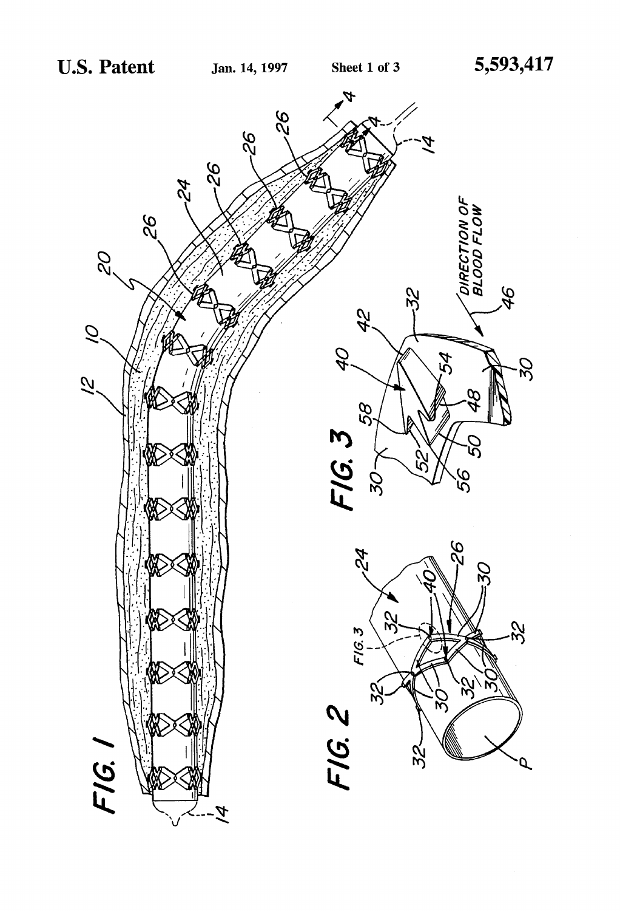FIG. 1

FIG. 2

FIG. 3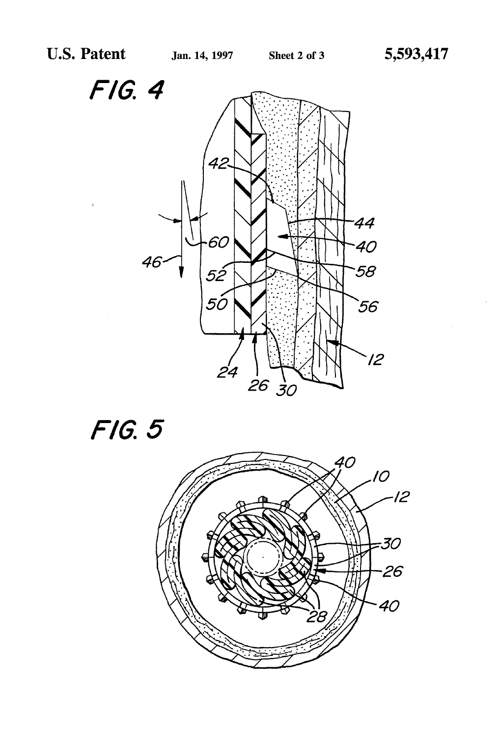FIG. 4

FIG. 5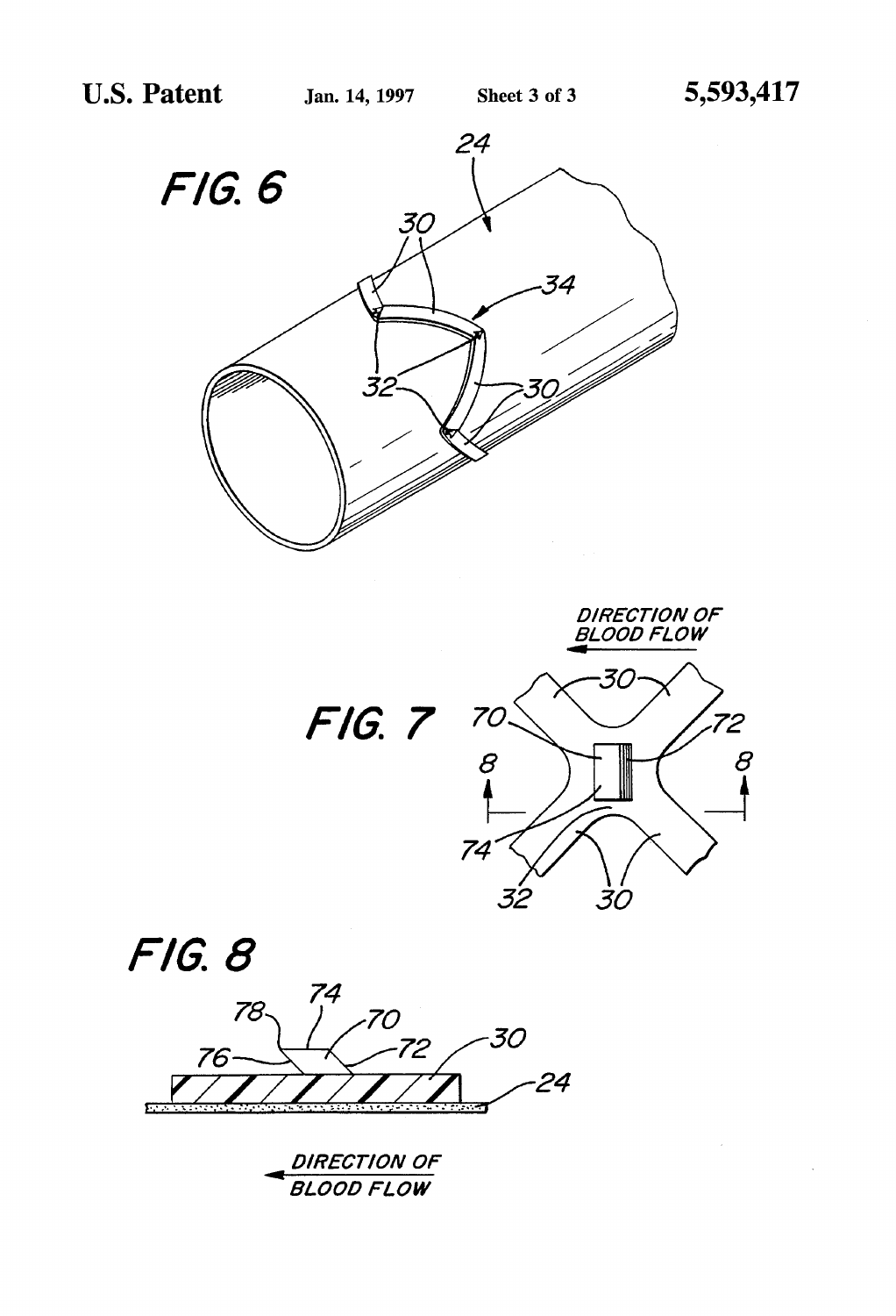FIG. 6

FIG. 7

FIG. 8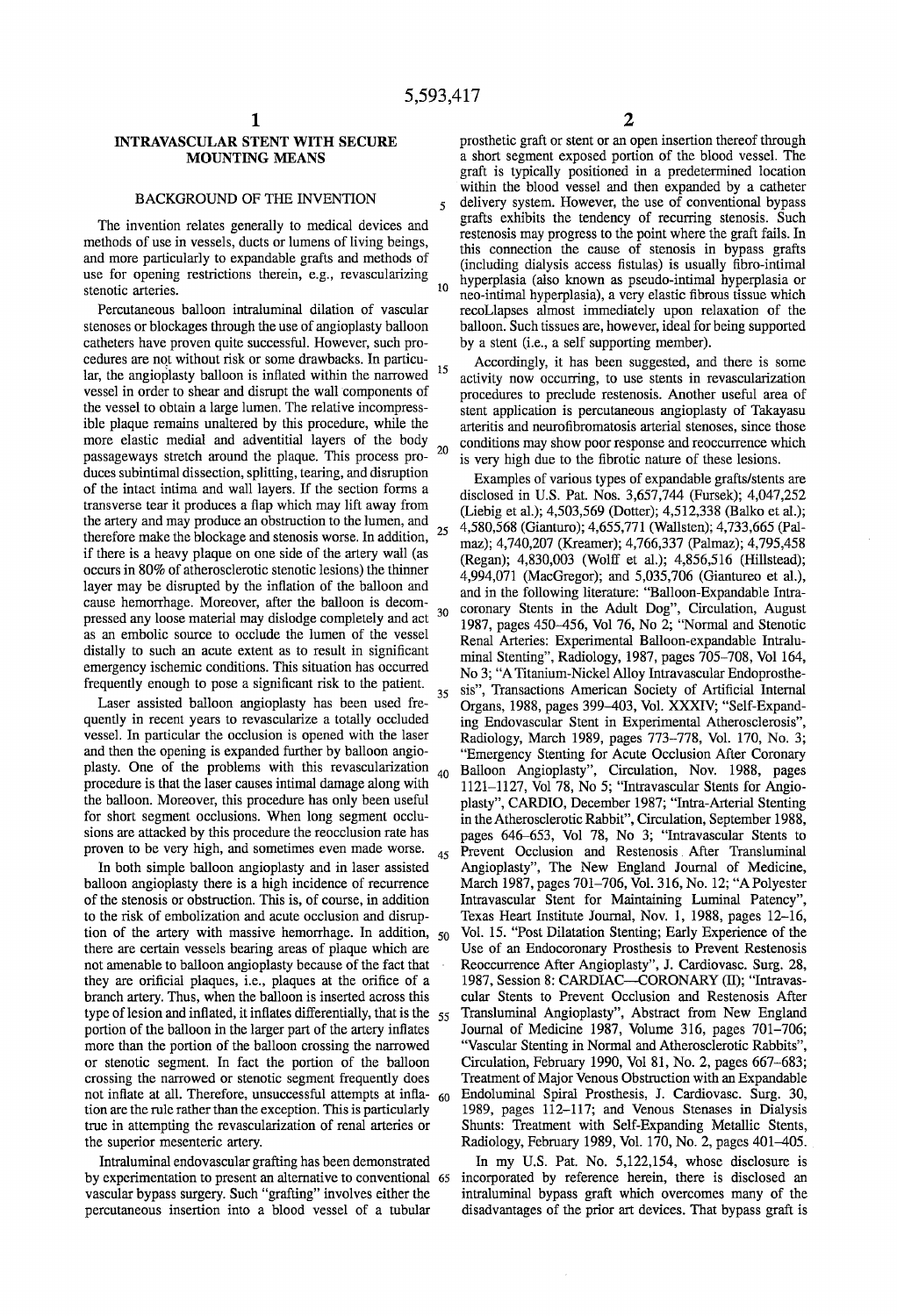# INTRAVASCULAR STENT WITH SECURE MOUNTING MEANS

## BACKGROUND OF THE INVENTION

The invention relates generally to medical devices and methods of use in vessels, ducts or lumens of living beings, and more particularly to expandable grafts and methods of use for opening restrictions therein, e.g., revascularizing stenotic arteries.

Percutaneous balloon intraluminal dilation of vascular stenoses or blockages through the use of angioplasty balloon catheters have proven quite successful. However, such procedures are not without risk or some drawbacks. In particular, the angioplasty balloon is inflated within the narrowed vessel in order to shear and disrupt the wall components of the vessel to obtain a large lumen. The relative incompressible plaque remains unaltered by this procedure, while the more elastic medial and adventitial layers of the body passageways stretch around the plaque. This process produces subintimal dissection, splitting, tearing, and disruption of the intact intima and wall layers. If the section forms a transverse tear it produces a flap which may lift away from the artery and may produce an obstruction to the lumen, and therefore make the blockage and stenosis worse. In addition, if there is a heavy plaque on one side of the artery wall (as occurs in 80% of atherosclerotic stenotic lesions) the thinner layer may be disrupted by the inflation of the balloon and cause hemorrhage. Moreover, after the balloon is decompressed any loose material may dislodge completely and act as an embolic source to occlude the lumen of the vessel distally to such an acute extent as to result in significant emergency ischemic conditions. This situation has occurred frequently enough to pose a significant risk to the patient.

Laser assisted balloon angioplasty has been used frequently in recent years to revascularize a totally occluded vessel. In particular the occlusion is opened with the laser and then the opening is expanded further by balloon angioplasty. One of the problems with this revascularization procedure is that the laser causes intimal damage along with the balloon. Moreover, this procedure has only been useful for short segment occlusions. When long segment occlusions are attacked by this procedure the reocclusion rate has proven to be very high, and sometimes even made worse.

In both simple balloon angioplasty and in laser assisted balloon angioplasty there is a high incidence of recurrence of the stenosis or obstruction. This is, of course, in addition to the risk of embolization and acute occlusion and disruption of the artery with massive hemorrhage. In addition, there are certain vessels bearing areas of plaque which are not amenable to balloon angioplasty because of the fact that they are orificial plaques, i.e., plaques at the orifice of a branch artery. Thus, when the balloon is inserted across this type of lesion and inflated, it inflates differentially, that is the portion of the balloon in the larger part of the artery inflates more than the portion of the balloon crossing the narrowed or stenotic segment. In fact the portion of the balloon crossing the narrowed or stenotic segment frequently does not inflate at all. Therefore, unsuccessful attempts at inflation are the rule rather than the exception. This is particularly true in attempting the revascularization of renal arteries or the superior mesenteric artery.

Intraluminal endovascular grafting has been demonstrated by experimentation to present an alternative to conventional vascular bypass surgery. Such "grafting" involves either the percutaneous insertion into a blood vessel of a tubular prosthetic graft or stent or an open insertion thereof through a short segment exposed portion of the blood vessel. The graft is typically positioned in a predetermined location within the blood vessel and then expanded by a catheter delivery system. However, the use of conventional bypass grafts exhibits the tendency of recurring stenosis. Such restenosis may progress to the point where the graft fails. In this connection the cause of stenosis in bypass grafts (including dialysis access fistulas) is usually fibro-intimal hyperplasia (also known as pseudo-intimal hyperplasia or neo-intimal hyperplasia), a very elastic fibrous tissue which recoLlapses almost immediately upon relaxation of the balloon. Such tissues are, however, ideal for being supported by a stent (i.e., a self supporting member).

Accordingly, it has been suggested, and there is some activity now occurring, to use stents in revascularization procedures to preclude restenosis. Another useful area of stent application is percutaneous angioplasty of Takayasu arteritis and neurofibromatosis arterial stenoses, since those conditions may show poor response and reoccurrence which is very high due to the fibrotic nature of these lesions.

Examples of various types of expandable grafts/stents are disclosed in U.S. Pat. Nos. 3,657,744 (Fursek); 4,047,252 (Liebig et al.); 4,503,569 (Dotter); 4,512,338 (Balko et al.); 4,580,568 (Gianturo); 4,655,771 (Wallsten); 4,733,665 (Palmaz); 4,740,207 (Kreamer); 4,766,337 (Palmaz); 4,795,458 (Regan); 4,830,003 (Wolff et al.); 4,856,516 (Hillstead); 4,994,071 (MacGregor); and 5,035,706 (Giantureo et al.), and in the following literature: "Balloon-Expandable Intracoronary Stents in the Adult Dog", Circulation, August 1987, pages 450–456, Vol 76, No 2; "Normal and Stenotic Renal Arteries: Experimental Balloon-expandable Intraluminal Stenting", Radiology, 1987, pages 705–708, Vol 164, No 3; "A Titanium-Nickel Alloy Intravascular Endoprosthesis", Transactions American Society of Artificial Internal Organs, 1988, pages 399–403, Vol. XXXIV; "Self-Expanding Endovascular Stent in Experimental Atherosclerosis", Radiology, March 1989, pages 773–778, Vol. 170, No. 3; "Emergency Stenting for Acute Occlusion After Coronary Balloon Angioplasty", Circulation, Nov. 1988, pages 1121–1127, Vol 78, No 5; "Intravascular Stents for Angioplasty", CARDIO, December 1987; "Intra-Arterial Stenting in the Atherosclerotic Rabbit", Circulation, September 1988, pages 646–653, Vol 78, No 3; "Intravascular Stents to Prevent Occlusion and Restenosis After Transluminal Angioplasty", The New England Journal of Medicine, March 1987, pages 701–706, Vol. 316, No. 12; "A Polyester Intravascular Stent for Maintaining Luminal Patency", Texas Heart Institute Journal, Nov. 1, 1988, pages 12–16, Vol. 15. "Post Dilatation Stenting; Early Experience of the Use of an Endocoronary Prosthesis to Prevent Restenosis Reoccurrence After Angioplasty", J. Cardiovasc. Surg. 28, 1987, Session 8: CARDIAC—CORONARY (II); "Intravascular Stents to Prevent Occlusion and Restenosis After Transluminal Angioplasty", Abstract from New England Journal of Medicine 1987, Volume 316, pages 701–706; "Vascular Stenting in Normal and Atherosclerotic Rabbits", Circulation, February 1990, Vol 81, No. 2, pages 667–683; Treatment of Major Venous Obstruction with an Expandable Endoluminal Spiral Prosthesis, J. Cardiovasc. Surg. 30, 1989, pages 112–117; and Venous Stenases in Dialysis Shunts: Treatment with Self-Expanding Metallic Stents, Radiology, February 1989, Vol. 170, No. 2, pages 401–405.

In my U.S. Pat. No. 5,122,154, whose disclosure is incorporated by reference herein, there is disclosed an intraluminal bypass graft which overcomes many of the disadvantages of the prior art devices. That bypass graft is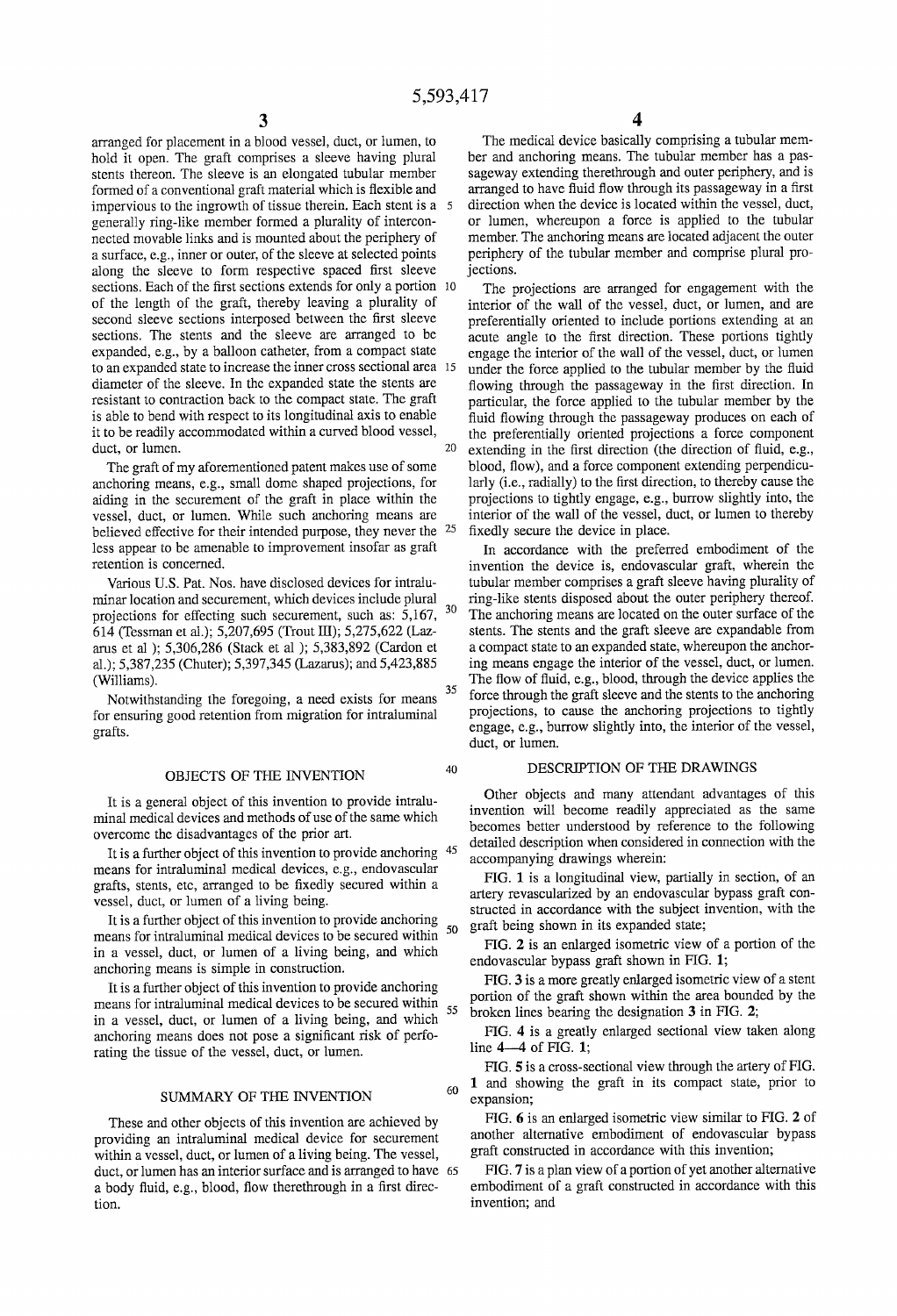arranged for placement in a blood vessel, duct, or lumen, to hold it open. The graft comprises a sleeve having plural stents thereon. The sleeve is an elongated tubular member formed of a conventional graft material which is flexible and impervious to the ingrowth of tissue therein. Each stent is a generally ring-like member formed a plurality of interconnected movable links and is mounted about the periphery of a surface, e.g., inner or outer, of the sleeve at selected points along the sleeve to form respective spaced first sleeve sections. Each of the first sections extends for only a portion of the length of the graft, thereby leaving a plurality of second sleeve sections interposed between the first sleeve sections. The stents and the sleeve are arranged to be expanded, e.g., by a balloon catheter, from a compact state to an expanded state to increase the inner cross sectional area diameter of the sleeve. In the expanded state the stents are resistant to contraction back to the compact state. The graft is able to bend with respect to its longitudinal axis to enable it to be readily accommodated within a curved blood vessel, duct, or lumen.

The graft of my aforementioned patent makes use of some anchoring means, e.g., small dome shaped projections, for aiding in the securement of the graft in place within the vessel, duct, or lumen. While such anchoring means are believed effective for their intended purpose, they never the less appear to be amenable to improvement insofar as graft retention is concerned.

Various U.S. Pat. Nos. have disclosed devices for intraluminar location and securement, which devices include plural projections for effecting such securement, such as: 5,167,614 (Tessman et al.); 5,207,695 (Trout III); 5,275,622 (Lazarus et al ); 5,306,286 (Stack et al ); 5,383,892 (Cardon et al.); 5,387,235 (Chuter); 5,397,345 (Lazarus); and 5,423,885 (Williams).

Notwithstanding the foregoing, a need exists for means for ensuring good retention from migration for intraluminal grafts.

## OBJECTS OF THE INVENTION

It is a general object of this invention to provide intraluminal medical devices and methods of use of the same which overcome the disadvantages of the prior art.

It is a further object of this invention to provide anchoring means for intraluminal medical devices, e.g., endovascular grafts, stents, etc, arranged to be fixedly secured within a vessel, duct, or lumen of a living being.

It is a further object of this invention to provide anchoring means for intraluminal medical devices to be secured within in a vessel, duct, or lumen of a living being, and which anchoring means is simple in construction.

It is a further object of this invention to provide anchoring means for intraluminal medical devices to be secured within in a vessel, duct, or lumen of a living being, and which anchoring means does not pose a significant risk of perforating the tissue of the vessel, duct, or lumen.

## SUMMARY OF THE INVENTION

These and other objects of this invention are achieved by providing an intraluminal medical device for securement within a vessel, duct, or lumen of a living being. The vessel, duct, or lumen has an interior surface and is arranged to have a body fluid, e.g., blood, flow therethrough in a first direction.

The medical device basically comprising a tubular member and anchoring means. The tubular member has a passageway extending therethrough and outer periphery, and is arranged to have fluid flow through its passageway in a first direction when the device is located within the vessel, duct, or lumen, whereupon a force is applied to the tubular member. The anchoring means are located adjacent the outer periphery of the tubular member and comprise plural projections.

The projections are arranged for engagement with the interior of the wall of the vessel, duct, or lumen, and are preferentially oriented to include portions extending at an acute angle to the first direction. These portions tightly engage the interior of the wall of the vessel, duct, or lumen under the force applied to the tubular member by the fluid flowing through the passageway in the first direction. In particular, the force applied to the tubular member by the fluid flowing through the passageway produces on each of the preferentially oriented projections a force component extending in the first direction (the direction of fluid, e.g., blood, flow), and a force component extending perpendicularly (i.e., radially) to the first direction, to thereby cause the projections to tightly engage, e.g., burrow slightly into, the interior of the wall of the vessel, duct, or lumen to thereby fixedly secure the device in place.

In accordance with the preferred embodiment of the invention the device is, endovascular graft, wherein the tubular member comprises a graft sleeve having plurality of ring-like stents disposed about the outer periphery thereof. The anchoring means are located on the outer surface of the stents. The stents and the graft sleeve are expandable from a compact state to an expanded state, whereupon the anchoring means engage the interior of the vessel, duct, or lumen. The flow of fluid, e.g., blood, through the device applies the force through the graft sleeve and the stents to the anchoring projections, to cause the anchoring projections to tightly engage, e.g., burrow slightly into, the interior of the vessel, duct, or lumen.

## DESCRIPTION OF THE DRAWINGS

Other objects and many attendant advantages of this invention will become readily appreciated as the same becomes better understood by reference to the following detailed description when considered in connection with the accompanying drawings wherein:

FIG. **1** is a longitudinal view, partially in section, of an artery revascularized by an endovascular bypass graft constructed in accordance with the subject invention, with the graft being shown in its expanded state;

FIG. **2** is an enlarged isometric view of a portion of the endovascular bypass graft shown in FIG. **1**;

FIG. **3** is a more greatly enlarged isometric view of a stent portion of the graft shown within the area bounded by the broken lines bearing the designation **3** in FIG. **2**;

FIG. **4** is a greatly enlarged sectional view taken along line **4**—**4** of FIG. **1**;

FIG. **5** is a cross-sectional view through the artery of FIG. **1** and showing the graft in its compact state, prior to expansion;

FIG. **6** is an enlarged isometric view similar to FIG. **2** of another alternative embodiment of endovascular bypass graft constructed in accordance with this invention;

FIG. **7** is a plan view of a portion of yet another alternative embodiment of a graft constructed in accordance with this invention; and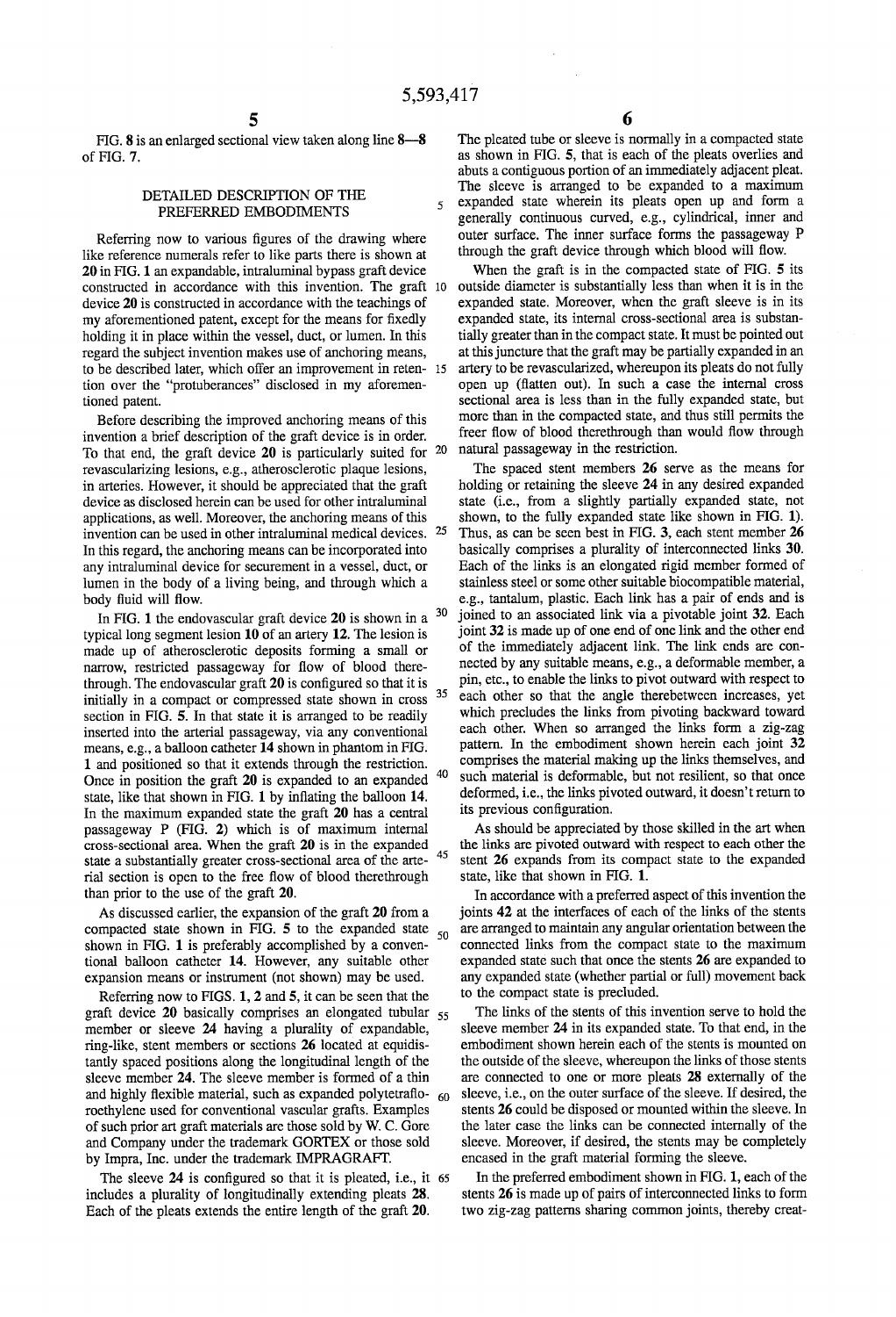FIG. 8 is an enlarged sectional view taken along line 8—8 of FIG. 7.

## DETAILED DESCRIPTION OF THE PREFERRED EMBODIMENTS

Referring now to various figures of the drawing where like reference numerals refer to like parts there is shown at 20 in FIG. 1 an expandable, intraluminal bypass graft device constructed in accordance with this invention. The graft device 20 is constructed in accordance with the teachings of my aforementioned patent, except for the means for fixedly holding it in place within the vessel, duct, or lumen. In this regard the subject invention makes use of anchoring means, to be described later, which offer an improvement in retention over the "protuberances" disclosed in my aforementioned patent.

Before describing the improved anchoring means of this invention a brief description of the graft device is in order. To that end, the graft device 20 is particularly suited for revascularizing lesions, e.g., atherosclerotic plaque lesions, in arteries. However, it should be appreciated that the graft device as disclosed herein can be used for other intraluminal applications, as well. Moreover, the anchoring means of this invention can be used in other intraluminal medical devices. In this regard, the anchoring means can be incorporated into any intraluminal device for securement in a vessel, duct, or lumen in the body of a living being, and through which a body fluid will flow.

In FIG. 1 the endovascular graft device 20 is shown in a typical long segment lesion 10 of an artery 12. The lesion is made up of atherosclerotic deposits forming a small or narrow, restricted passageway for flow of blood therethrough. The endovascular graft 20 is configured so that it is initially in a compact or compressed state shown in cross section in FIG. 5. In that state it is arranged to be readily inserted into the arterial passageway, via any conventional means, e.g., a balloon catheter 14 shown in phantom in FIG. 1 and positioned so that it extends through the restriction. Once in position the graft 20 is expanded to an expanded state, like that shown in FIG. 1 by inflating the balloon 14. In the maximum expanded state the graft 20 has a central passageway P (FIG. 2) which is of maximum internal cross-sectional area. When the graft 20 is in the expanded state a substantially greater cross-sectional area of the arterial section is open to the free flow of blood therethrough than prior to the use of the graft 20.

As discussed earlier, the expansion of the graft 20 from a compacted state shown in FIG. 5 to the expanded state shown in FIG. 1 is preferably accomplished by a conventional balloon catheter 14. However, any suitable other expansion means or instrument (not shown) may be used.

Referring now to FIGS. 1, 2 and 5, it can be seen that the graft device 20 basically comprises an elongated tubular member or sleeve 24 having a plurality of expandable, ring-like, stent members or sections 26 located at equidistantly spaced positions along the longitudinal length of the sleeve member 24. The sleeve member is formed of a thin and highly flexible material, such as expanded polytetrafloroethylene used for conventional vascular grafts. Examples of such prior art graft materials are those sold by W. C. Gore and Company under the trademark GORTEX or those sold by Impra, Inc. under the trademark IMPRAGRAFT.

The sleeve 24 is configured so that it is pleated, i.e., it includes a plurality of longitudinally extending pleats 28. Each of the pleats extends the entire length of the graft 20. The pleated tube or sleeve is normally in a compacted state as shown in FIG. 5, that is each of the pleats overlies and abuts a contiguous portion of an immediately adjacent pleat. The sleeve is arranged to be expanded to a maximum expanded state wherein its pleats open up and form a generally continuous curved, e.g., cylindrical, inner and outer surface. The inner surface forms the passageway P through the graft device through which blood will flow.

When the graft is in the compacted state of FIG. 5 its outside diameter is substantially less than when it is in the expanded state. Moreover, when the graft sleeve is in its expanded state, its internal cross-sectional area is substantially greater than in the compact state. It must be pointed out at this juncture that the graft may be partially expanded in an artery to be revascularized, whereupon its pleats do not fully open up (flatten out). In such a case the internal cross sectional area is less than in the fully expanded state, but more than in the compacted state, and thus still permits the freer flow of blood therethrough than would flow through natural passageway in the restriction.

The spaced stent members 26 serve as the means for holding or retaining the sleeve 24 in any desired expanded state (i.e., from a slightly partially expanded state, not shown, to the fully expanded state like shown in FIG. 1). Thus, as can be seen best in FIG. 3, each stent member 26 basically comprises a plurality of interconnected links 30. Each of the links is an elongated rigid member formed of stainless steel or some other suitable biocompatible material, e.g., tantalum, plastic. Each link has a pair of ends and is joined to an associated link via a pivotable joint 32. Each joint 32 is made up of one end of one link and the other end of the immediately adjacent link. The link ends are connected by any suitable means, e.g., a deformable member, a pin, etc., to enable the links to pivot outward with respect to each other so that the angle therebetween increases, yet which precludes the links from pivoting backward toward each other. When so arranged the links form a zig-zag pattern. In the embodiment shown herein each joint 32 comprises the material making up the links themselves, and such material is deformable, but not resilient, so that once deformed, i.e., the links pivoted outward, it doesn't return to its previous configuration.

As should be appreciated by those skilled in the art when the links are pivoted outward with respect to each other the stent 26 expands from its compact state to the expanded state, like that shown in FIG. 1.

In accordance with a preferred aspect of this invention the joints 42 at the interfaces of each of the links of the stents are arranged to maintain any angular orientation between the connected links from the compact state to the maximum expanded state such that once the stents 26 are expanded to any expanded state (whether partial or full) movement back to the compact state is precluded.

The links of the stents of this invention serve to hold the sleeve member 24 in its expanded state. To that end, in the embodiment shown herein each of the stents is mounted on the outside of the sleeve, whereupon the links of those stents are connected to one or more pleats 28 externally of the sleeve, i.e., on the outer surface of the sleeve. If desired, the stents 26 could be disposed or mounted within the sleeve. In the later case the links can be connected internally of the sleeve. Moreover, if desired, the stents may be completely encased in the graft material forming the sleeve.

In the preferred embodiment shown in FIG. 1, each of the stents 26 is made up of pairs of interconnected links to form two zig-zag patterns sharing common joints, thereby creat-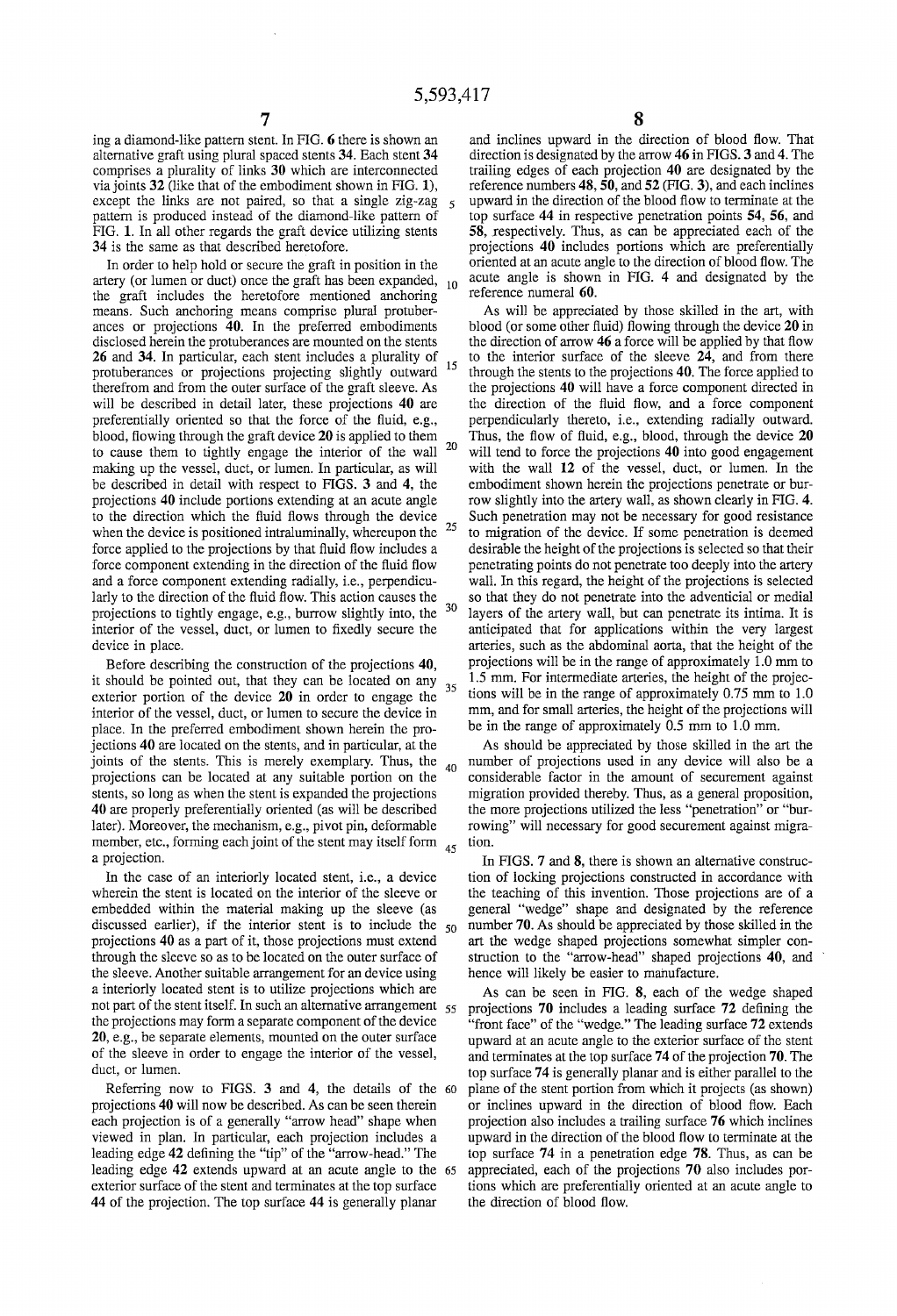ing a diamond-like pattern stent. In FIG. 6 there is shown an alternative graft using plural spaced stents 34. Each stent 34 comprises a plurality of links 30 which are interconnected via joints 32 (like that of the embodiment shown in FIG. 1), except the links are not paired, so that a single zig-zag pattern is produced instead of the diamond-like pattern of FIG. 1. In all other regards the graft device utilizing stents 34 is the same as that described heretofore.

In order to help hold or secure the graft in position in the artery (or lumen or duct) once the graft has been expanded, the graft includes the heretofore mentioned anchoring means. Such anchoring means comprise plural protuberances or projections 40. In the preferred embodiments disclosed herein the protuberances are mounted on the stents 26 and 34. In particular, each stent includes a plurality of protuberances or projections projecting slightly outward therefrom and from the outer surface of the graft sleeve. As will be described in detail later, these projections 40 are preferentially oriented so that the force of the fluid, e.g., blood, flowing through the graft device 20 is applied to them to cause them to tightly engage the interior of the wall making up the vessel, duct, or lumen. In particular, as will be described in detail with respect to FIGS. 3 and 4, the projections 40 include portions extending at an acute angle to the direction which the fluid flows through the device when the device is positioned intraluminally, whereupon the force applied to the projections by that fluid flow includes a force component extending in the direction of the fluid flow and a force component extending radially, i.e., perpendicularly to the direction of the fluid flow. This action causes the projections to tightly engage, e.g., burrow slightly into, the interior of the vessel, duct, or lumen to fixedly secure the device in place.

Before describing the construction of the projections 40, it should be pointed out, that they can be located on any exterior portion of the device 20 in order to engage the interior of the vessel, duct, or lumen to secure the device in place. In the preferred embodiment shown herein the projections 40 are located on the stents, and in particular, at the joints of the stents. This is merely exemplary. Thus, the projections can be located at any suitable portion on the stents, so long as when the stent is expanded the projections 40 are properly preferentially oriented (as will be described later). Moreover, the mechanism, e.g., pivot pin, deformable member, etc., forming each joint of the stent may itself form a projection.

In the case of an interiorly located stent, i.e., a device wherein the stent is located on the interior of the sleeve or embedded within the material making up the sleeve (as discussed earlier), if the interior stent is to include the projections 40 as a part of it, those projections must extend through the sleeve so as to be located on the outer surface of the sleeve. Another suitable arrangement for an device using a interiorly located stent is to utilize projections which are not part of the stent itself. In such an alternative arrangement the projections may form a separate component of the device 20, e.g., be separate elements, mounted on the outer surface of the sleeve in order to engage the interior of the vessel, duct, or lumen.

Referring now to FIGS. 3 and 4, the details of the projections 40 will now be described. As can be seen therein each projection is of a generally "arrow head" shape when viewed in plan. In particular, each projection includes a leading edge 42 defining the "tip" of the "arrow-head." The leading edge 42 extends upward at an acute angle to the exterior surface of the stent and terminates at the top surface 44 of the projection. The top surface 44 is generally planar and inclines upward in the direction of blood flow. That direction is designated by the arrow 46 in FIGS. 3 and 4. The trailing edges of each projection 40 are designated by the reference numbers 48, 50, and 52 (FIG. 3), and each inclines upward in the direction of the blood flow to terminate at the top surface 44 in respective penetration points 54, 56, and 58, respectively. Thus, as can be appreciated each of the projections 40 includes portions which are preferentially oriented at an acute angle to the direction of blood flow. The acute angle is shown in FIG. 4 and designated by the reference numeral 60.

As will be appreciated by those skilled in the art, with blood (or some other fluid) flowing through the device 20 in the direction of arrow 46 a force will be applied by that flow to the interior surface of the sleeve 24, and from there through the stents to the projections 40. The force applied to the projections 40 will have a force component directed in the direction of the fluid flow, and a force component perpendicularly thereto, i.e., extending radially outward. Thus, the flow of fluid, e.g., blood, through the device 20 will tend to force the projections 40 into good engagement with the wall 12 of the vessel, duct, or lumen. In the embodiment shown herein the projections penetrate or burrow slightly into the artery wall, as shown clearly in FIG. 4. Such penetration may not be necessary for good resistance to migration of the device. If some penetration is deemed desirable the height of the projections is selected so that their penetrating points do not penetrate too deeply into the artery wall. In this regard, the height of the projections is selected so that they do not penetrate into the adventicial or medial layers of the artery wall, but can penetrate its intima. It is anticipated that for applications within the very largest arteries, such as the abdominal aorta, that the height of the projections will be in the range of approximately 1.0 mm to 1.5 mm. For intermediate arteries, the height of the projections will be in the range of approximately 0.75 mm to 1.0 mm, and for small arteries, the height of the projections will be in the range of approximately 0.5 mm to 1.0 mm.

As should be appreciated by those skilled in the art the number of projections used in any device will also be a considerable factor in the amount of securement against migration provided thereby. Thus, as a general proposition, the more projections utilized the less "penetration" or "burrowing" will necessary for good securement against migration.

In FIGS. 7 and 8, there is shown an alternative construction of locking projections constructed in accordance with the teaching of this invention. Those projections are of a general "wedge" shape and designated by the reference number 70. As should be appreciated by those skilled in the art the wedge shaped projections somewhat simpler construction to the "arrow-head" shaped projections 40, and hence will likely be easier to manufacture.

As can be seen in FIG. 8, each of the wedge shaped projections 70 includes a leading surface 72 defining the "front face" of the "wedge." The leading surface 72 extends upward at an acute angle to the exterior surface of the stent and terminates at the top surface 74 of the projection 70. The top surface 74 is generally planar and is either parallel to the plane of the stent portion from which it projects (as shown) or inclines upward in the direction of blood flow. Each projection also includes a trailing surface 76 which inclines upward in the direction of the blood flow to terminate at the top surface 74 in a penetration edge 78. Thus, as can be appreciated, each of the projections 70 also includes portions which are preferentially oriented at an acute angle to the direction of blood flow.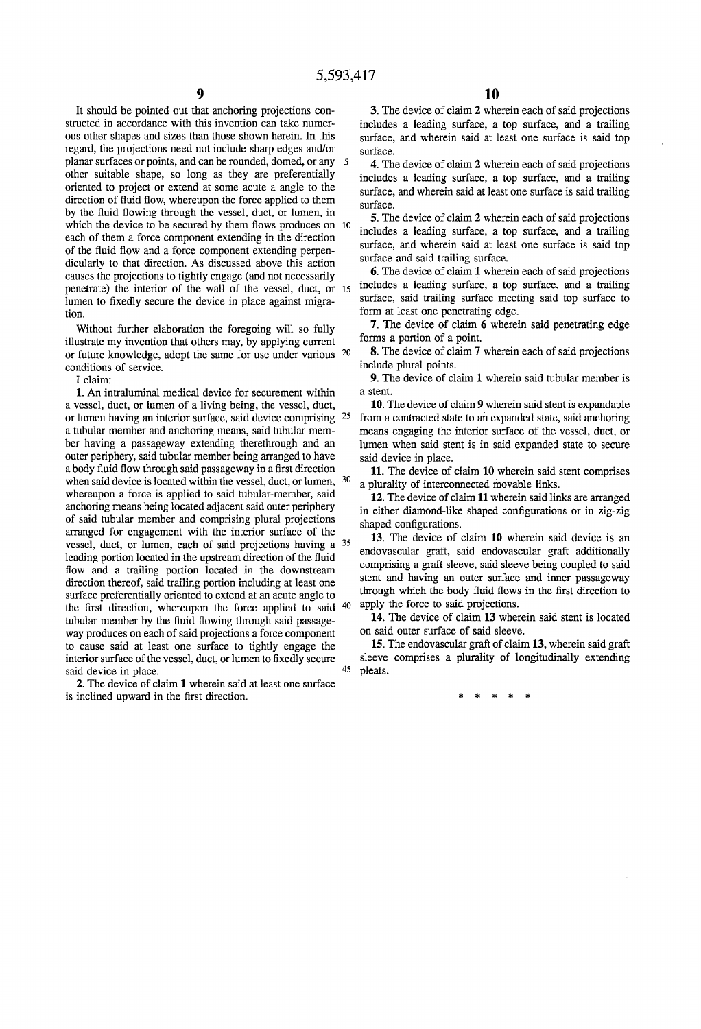It should be pointed out that anchoring projections constructed in accordance with this invention can take numerous other shapes and sizes than those shown herein. In this regard, the projections need not include sharp edges and/or planar surfaces or points, and can be rounded, domed, or any other suitable shape, so long as they are preferentially oriented to project or extend at some acute a angle to the direction of fluid flow, whereupon the force applied to them by the fluid flowing through the vessel, duct, or lumen, in which the device to be secured by them flows produces on each of them a force component extending in the direction of the fluid flow and a force component extending perpendicularly to that direction. As discussed above this action causes the projections to tightly engage (and not necessarily penetrate) the interior of the wall of the vessel, duct, or lumen to fixedly secure the device in place against migration.

Without further elaboration the foregoing will so fully illustrate my invention that others may, by applying current or future knowledge, adopt the same for use under various conditions of service.

I claim:

1. An intraluminal medical device for securement within a vessel, duct, or lumen of a living being, the vessel, duct, or lumen having an interior surface, said device comprising a tubular member and anchoring means, said tubular member having a passageway extending therethrough and an outer periphery, said tubular member being arranged to have a body fluid flow through said passageway in a first direction when said device is located within the vessel, duct, or lumen, whereupon a force is applied to said tubular-member, said anchoring means being located adjacent said outer periphery of said tubular member and comprising plural projections arranged for engagement with the interior surface of the vessel, duct, or lumen, each of said projections having a leading portion located in the upstream direction of the fluid flow and a trailing portion located in the downstream direction thereof, said trailing portion including at least one surface preferentially oriented to extend at an acute angle to the first direction, whereupon the force applied to said tubular member by the fluid flowing through said passageway produces on each of said projections a force component to cause said at least one surface to tightly engage the interior surface of the vessel, duct, or lumen to fixedly secure said device in place.

2. The device of claim 1 wherein said at least one surface is inclined upward in the first direction.

3. The device of claim 2 wherein each of said projections includes a leading surface, a top surface, and a trailing surface, and wherein said at least one surface is said top surface.

4. The device of claim 2 wherein each of said projections includes a leading surface, a top surface, and a trailing surface, and wherein said at least one surface is said trailing surface.

5. The device of claim 2 wherein each of said projections includes a leading surface, a top surface, and a trailing surface, and wherein said at least one surface is said top surface and said trailing surface.

6. The device of claim 1 wherein each of said projections includes a leading surface, a top surface, and a trailing surface, said trailing surface meeting said top surface to form at least one penetrating edge.

7. The device of claim 6 wherein said penetrating edge forms a portion of a point.

8. The device of claim 7 wherein each of said projections include plural points.

9. The device of claim 1 wherein said tubular member is a stent.

10. The device of claim 9 wherein said stent is expandable from a contracted state to an expanded state, said anchoring means engaging the interior surface of the vessel, duct, or lumen when said stent is in said expanded state to secure said device in place.

11. The device of claim 10 wherein said stent comprises a plurality of interconnected movable links.

12. The device of claim 11 wherein said links are arranged in either diamond-like shaped configurations or in zig-zig shaped configurations.

13. The device of claim 10 wherein said device is an endovascular graft, said endovascular graft additionally comprising a graft sleeve, said sleeve being coupled to said stent and having an outer surface and inner passageway through which the body fluid flows in the first direction to apply the force to said projections.

14. The device of claim 13 wherein said stent is located on said outer surface of said sleeve.

15. The endovascular graft of claim 13, wherein said graft sleeve comprises a plurality of longitudinally extending pleats.

* * * * *